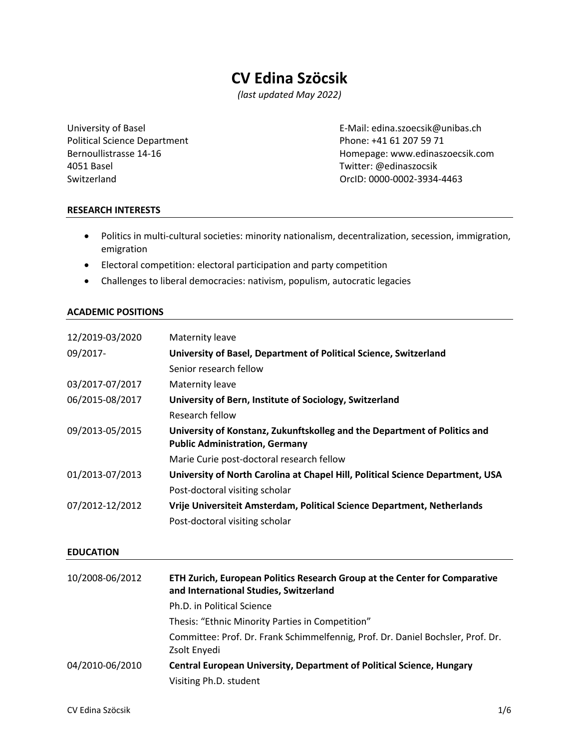# CV Edina Szöcsik

*(last updated May 2022)*

University of Basel
Political Science Department
Bernoullistrasse 14-16
4051 Basel
Switzerland

E-Mail: edina.szoecsik@unibas.ch
Phone: +41 61 207 59 71
Homepage: www.edinaszoecsik.com
Twitter: @edinaszocsik
OrcID: 0000-0002-3934-4463

## RESEARCH INTERESTS

- Politics in multi-cultural societies: minority nationalism, decentralization, secession, immigration, emigration
- Electoral competition: electoral participation and party competition
- Challenges to liberal democracies: nativism, populism, autocratic legacies

## ACADEMIC POSITIONS

| | |
|---|---|
| 12/2019-03/2020 | Maternity leave |
| 09/2017- | **University of Basel, Department of Political Science, Switzerland** |
| | Senior research fellow |
| 03/2017-07/2017 | Maternity leave |
| 06/2015-08/2017 | **University of Bern, Institute of Sociology, Switzerland** |
| | Research fellow |
| 09/2013-05/2015 | **University of Konstanz, Zukunftskolleg and the Department of Politics and Public Administration, Germany** |
| | Marie Curie post-doctoral research fellow |
| 01/2013-07/2013 | **University of North Carolina at Chapel Hill, Political Science Department, USA** |
| | Post-doctoral visiting scholar |
| 07/2012-12/2012 | **Vrije Universiteit Amsterdam, Political Science Department, Netherlands** |
| | Post-doctoral visiting scholar |

## EDUCATION

| | |
|---|---|
| 10/2008-06/2012 | **ETH Zurich, European Politics Research Group at the Center for Comparative and International Studies, Switzerland** |
| | Ph.D. in Political Science |
| | Thesis: "Ethnic Minority Parties in Competition" |
| | Committee: Prof. Dr. Frank Schimmelfennig, Prof. Dr. Daniel Bochsler, Prof. Dr. Zsolt Enyedi |
| 04/2010-06/2010 | **Central European University, Department of Political Science, Hungary** |
| | Visiting Ph.D. student |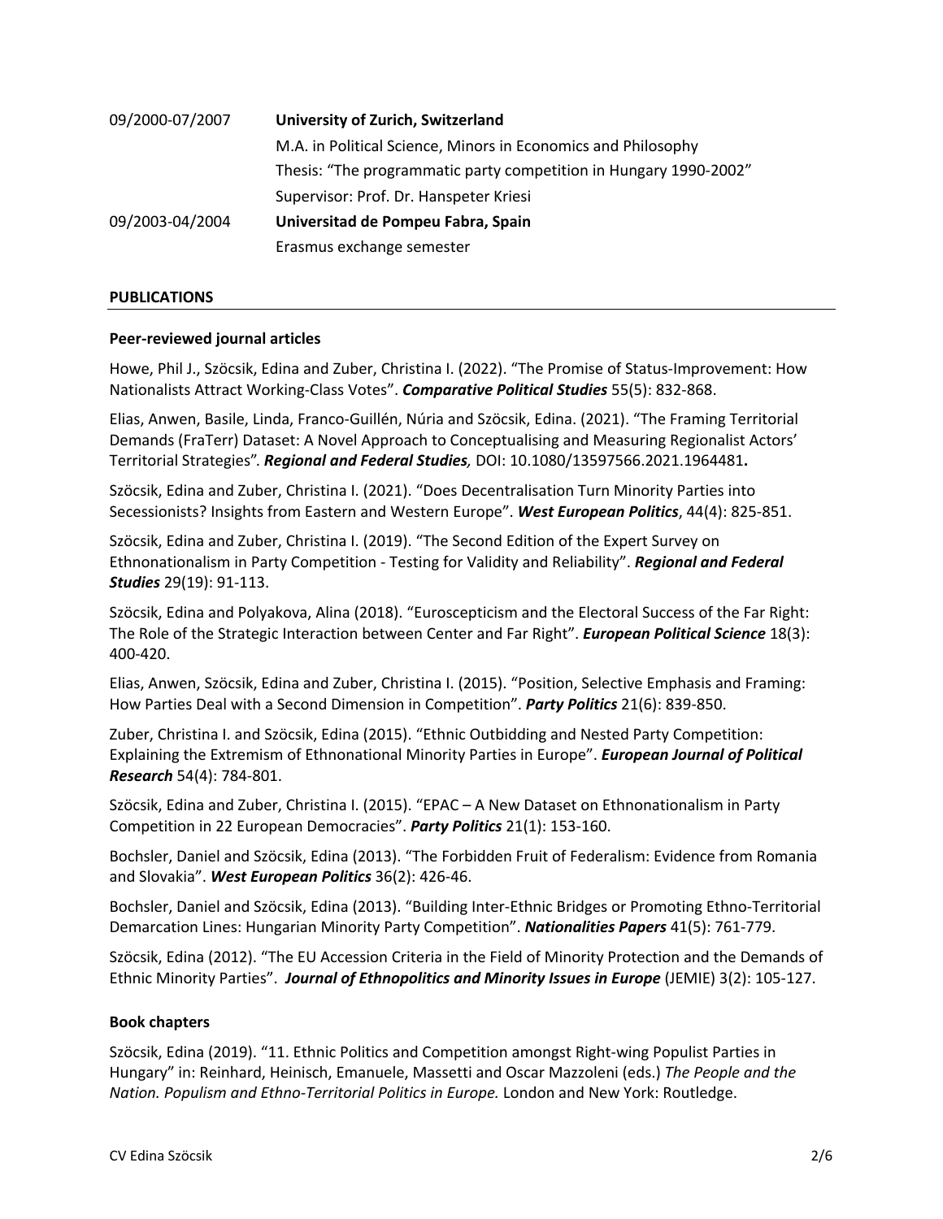| | |
|---|---|
| 09/2000-07/2007 | **University of Zurich, Switzerland** |
| | M.A. in Political Science, Minors in Economics and Philosophy |
| | Thesis: "The programmatic party competition in Hungary 1990-2002" |
| | Supervisor: Prof. Dr. Hanspeter Kriesi |
| 09/2003-04/2004 | **Universitad de Pompeu Fabra, Spain** |
| | Erasmus exchange semester |

## PUBLICATIONS

### Peer-reviewed journal articles

Howe, Phil J., Szöcsik, Edina and Zuber, Christina I. (2022). "The Promise of Status-Improvement: How Nationalists Attract Working-Class Votes". ***Comparative Political Studies*** 55(5): 832-868.

Elias, Anwen, Basile, Linda, Franco-Guillén, Núria and Szöcsik, Edina. (2021). "The Framing Territorial Demands (FraTerr) Dataset: A Novel Approach to Conceptualising and Measuring Regionalist Actors' Territorial Strategies". ***Regional and Federal Studies,*** DOI: 10.1080/13597566.2021.1964481**.**

Szöcsik, Edina and Zuber, Christina I. (2021). "Does Decentralisation Turn Minority Parties into Secessionists? Insights from Eastern and Western Europe". ***West European Politics***, 44(4): 825-851.

Szöcsik, Edina and Zuber, Christina I. (2019). "The Second Edition of the Expert Survey on Ethnonationalism in Party Competition - Testing for Validity and Reliability". ***Regional and Federal Studies*** 29(19): 91-113.

Szöcsik, Edina and Polyakova, Alina (2018). "Euroscepticism and the Electoral Success of the Far Right: The Role of the Strategic Interaction between Center and Far Right". ***European Political Science*** 18(3): 400-420.

Elias, Anwen, Szöcsik, Edina and Zuber, Christina I. (2015). "Position, Selective Emphasis and Framing: How Parties Deal with a Second Dimension in Competition". ***Party Politics*** 21(6): 839-850.

Zuber, Christina I. and Szöcsik, Edina (2015). "Ethnic Outbidding and Nested Party Competition: Explaining the Extremism of Ethnonational Minority Parties in Europe". ***European Journal of Political Research*** 54(4): 784-801.

Szöcsik, Edina and Zuber, Christina I. (2015). "EPAC – A New Dataset on Ethnonationalism in Party Competition in 22 European Democracies". ***Party Politics*** 21(1): 153-160.

Bochsler, Daniel and Szöcsik, Edina (2013). "The Forbidden Fruit of Federalism: Evidence from Romania and Slovakia". ***West European Politics*** 36(2): 426-46.

Bochsler, Daniel and Szöcsik, Edina (2013). "Building Inter-Ethnic Bridges or Promoting Ethno-Territorial Demarcation Lines: Hungarian Minority Party Competition". ***Nationalities Papers*** 41(5): 761-779.

Szöcsik, Edina (2012). "The EU Accession Criteria in the Field of Minority Protection and the Demands of Ethnic Minority Parties". ***Journal of Ethnopolitics and Minority Issues in Europe*** (JEMIE) 3(2): 105-127.

### Book chapters

Szöcsik, Edina (2019). "11. Ethnic Politics and Competition amongst Right-wing Populist Parties in Hungary" in: Reinhard, Heinisch, Emanuele, Massetti and Oscar Mazzoleni (eds.) *The People and the Nation. Populism and Ethno-Territorial Politics in Europe.* London and New York: Routledge.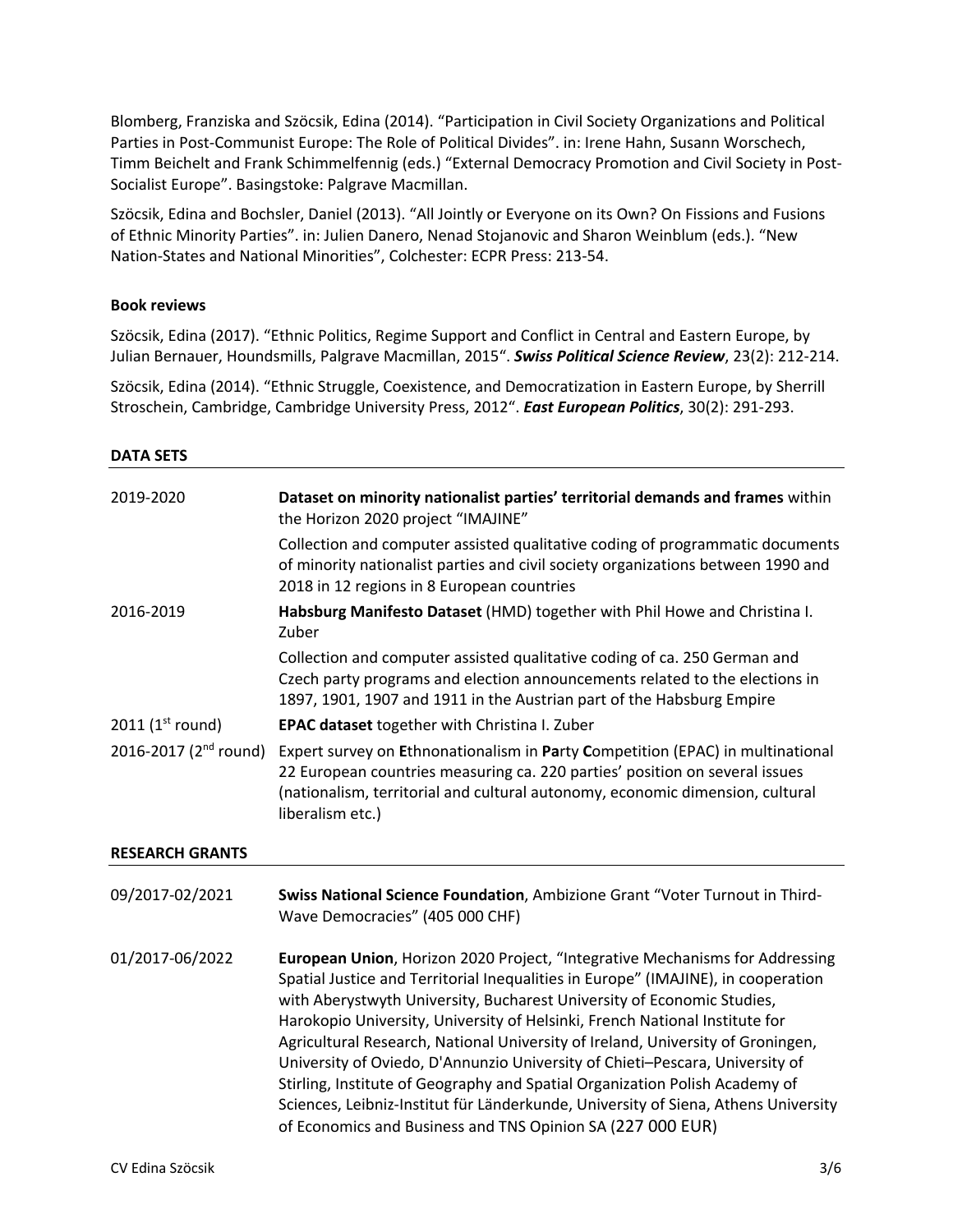Blomberg, Franziska and Szöcsik, Edina (2014). "Participation in Civil Society Organizations and Political Parties in Post-Communist Europe: The Role of Political Divides". in: Irene Hahn, Susann Worschech, Timm Beichelt and Frank Schimmelfennig (eds.) "External Democracy Promotion and Civil Society in Post-Socialist Europe". Basingstoke: Palgrave Macmillan.

Szöcsik, Edina and Bochsler, Daniel (2013). "All Jointly or Everyone on its Own? On Fissions and Fusions of Ethnic Minority Parties". in: Julien Danero, Nenad Stojanovic and Sharon Weinblum (eds.). "New Nation-States and National Minorities", Colchester: ECPR Press: 213-54.

**Book reviews**

Szöcsik, Edina (2017). "Ethnic Politics, Regime Support and Conflict in Central and Eastern Europe, by Julian Bernauer, Houndsmills, Palgrave Macmillan, 2015". ***Swiss Political Science Review***, 23(2): 212-214.

Szöcsik, Edina (2014). "Ethnic Struggle, Coexistence, and Democratization in Eastern Europe, by Sherrill Stroschein, Cambridge, Cambridge University Press, 2012". ***East European Politics***, 30(2): 291-293.

## DATA SETS

| | |
|---|---|
| 2019-2020 | **Dataset on minority nationalist parties' territorial demands and frames** within the Horizon 2020 project "IMAJINE"<br>Collection and computer assisted qualitative coding of programmatic documents of minority nationalist parties and civil society organizations between 1990 and 2018 in 12 regions in 8 European countries |
| 2016-2019 | **Habsburg Manifesto Dataset** (HMD) together with Phil Howe and Christina I. Zuber<br>Collection and computer assisted qualitative coding of ca. 250 German and Czech party programs and election announcements related to the elections in 1897, 1901, 1907 and 1911 in the Austrian part of the Habsburg Empire |
| 2011 (1st round) | **EPAC dataset** together with Christina I. Zuber |
| 2016-2017 (2nd round) | Expert survey on **E**thnonationalism in **Pa**rty **C**ompetition (EPAC) in multinational 22 European countries measuring ca. 220 parties' position on several issues (nationalism, territorial and cultural autonomy, economic dimension, cultural liberalism etc.) |

## RESEARCH GRANTS

| | |
|---|---|
| 09/2017-02/2021 | **Swiss National Science Foundation**, Ambizione Grant "Voter Turnout in Third-Wave Democracies" (405 000 CHF) |
| 01/2017-06/2022 | **European Union**, Horizon 2020 Project, "Integrative Mechanisms for Addressing Spatial Justice and Territorial Inequalities in Europe" (IMAJINE), in cooperation with Aberystwyth University, Bucharest University of Economic Studies, Harokopio University, University of Helsinki, French National Institute for Agricultural Research, National University of Ireland, University of Groningen, University of Oviedo, D'Annunzio University of Chieti–Pescara, University of Stirling, Institute of Geography and Spatial Organization Polish Academy of Sciences, Leibniz-Institut für Länderkunde, University of Siena, Athens University of Economics and Business and TNS Opinion SA (227 000 EUR) |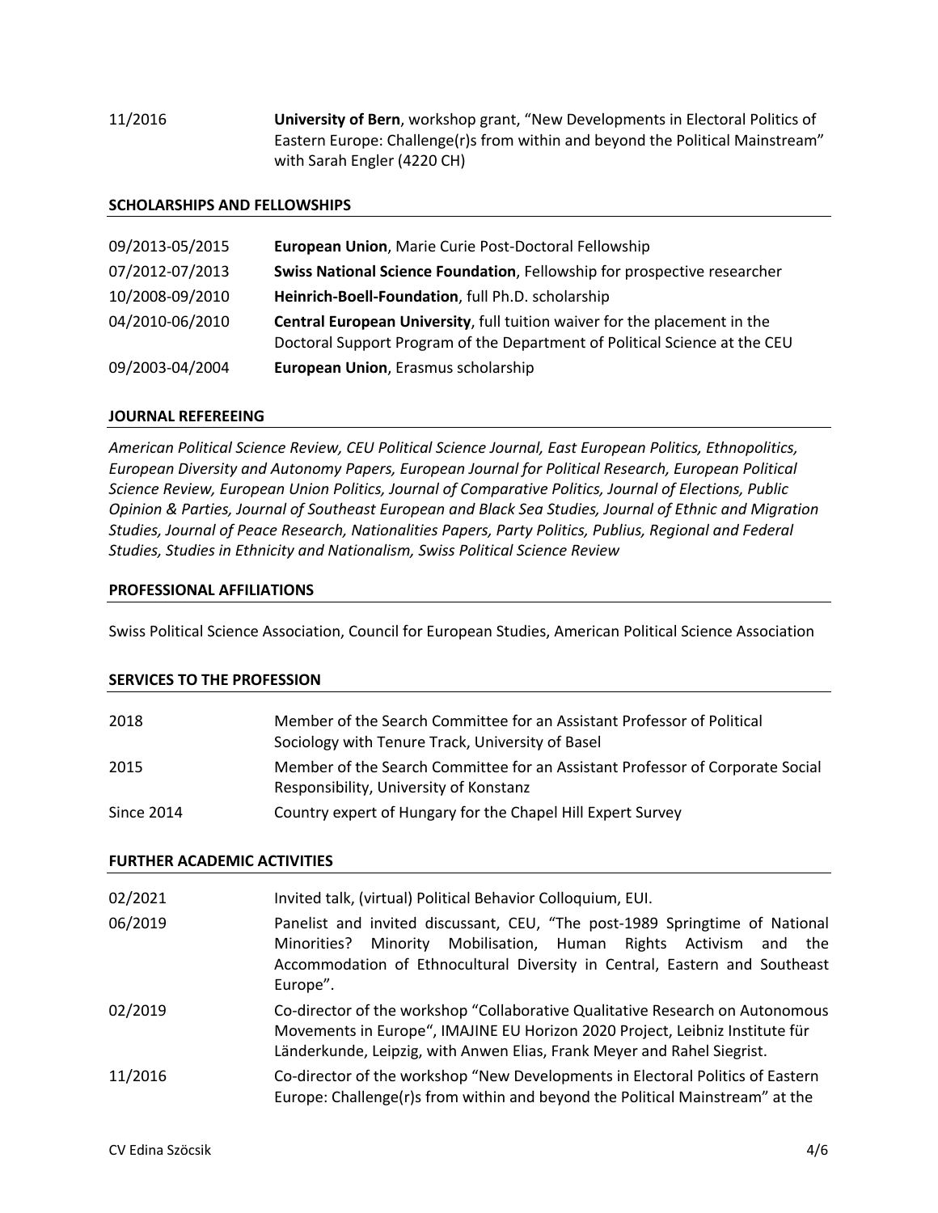| | |
|---|---|
| 11/2016 | **University of Bern**, workshop grant, "New Developments in Electoral Politics of Eastern Europe: Challenge(r)s from within and beyond the Political Mainstream" with Sarah Engler (4220 CH) |

## SCHOLARSHIPS AND FELLOWSHIPS

| | |
|---|---|
| 09/2013-05/2015 | **European Union**, Marie Curie Post-Doctoral Fellowship |
| 07/2012-07/2013 | **Swiss National Science Foundation**, Fellowship for prospective researcher |
| 10/2008-09/2010 | **Heinrich-Boell-Foundation**, full Ph.D. scholarship |
| 04/2010-06/2010 | **Central European University**, full tuition waiver for the placement in the Doctoral Support Program of the Department of Political Science at the CEU |
| 09/2003-04/2004 | **European Union**, Erasmus scholarship |

## JOURNAL REFEREEING

*American Political Science Review, CEU Political Science Journal, East European Politics, Ethnopolitics, European Diversity and Autonomy Papers, European Journal for Political Research, European Political Science Review, European Union Politics, Journal of Comparative Politics, Journal of Elections, Public Opinion & Parties, Journal of Southeast European and Black Sea Studies, Journal of Ethnic and Migration Studies, Journal of Peace Research, Nationalities Papers, Party Politics, Publius, Regional and Federal Studies, Studies in Ethnicity and Nationalism, Swiss Political Science Review*

## PROFESSIONAL AFFILIATIONS

Swiss Political Science Association, Council for European Studies, American Political Science Association

## SERVICES TO THE PROFESSION

| | |
|---|---|
| 2018 | Member of the Search Committee for an Assistant Professor of Political Sociology with Tenure Track, University of Basel |
| 2015 | Member of the Search Committee for an Assistant Professor of Corporate Social Responsibility, University of Konstanz |
| Since 2014 | Country expert of Hungary for the Chapel Hill Expert Survey |

## FURTHER ACADEMIC ACTIVITIES

| | |
|---|---|
| 02/2021 | Invited talk, (virtual) Political Behavior Colloquium, EUI. |
| 06/2019 | Panelist and invited discussant, CEU, "The post-1989 Springtime of National Minorities? Minority Mobilisation, Human Rights Activism and the Accommodation of Ethnocultural Diversity in Central, Eastern and Southeast Europe". |
| 02/2019 | Co-director of the workshop "Collaborative Qualitative Research on Autonomous Movements in Europe", IMAJINE EU Horizon 2020 Project, Leibniz Institute für Länderkunde, Leipzig, with Anwen Elias, Frank Meyer and Rahel Siegrist. |
| 11/2016 | Co-director of the workshop "New Developments in Electoral Politics of Eastern Europe: Challenge(r)s from within and beyond the Political Mainstream" at the |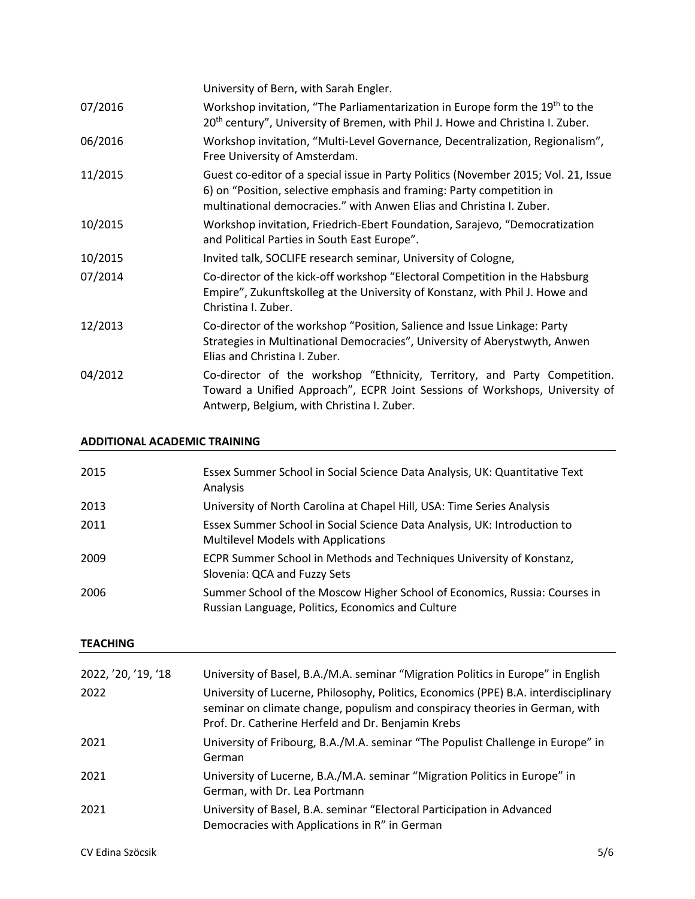| | |
|---|---|
| | University of Bern, with Sarah Engler. |
| 07/2016 | Workshop invitation, "The Parliamentarization in Europe form the 19th to the 20th century", University of Bremen, with Phil J. Howe and Christina I. Zuber. |
| 06/2016 | Workshop invitation, "Multi-Level Governance, Decentralization, Regionalism", Free University of Amsterdam. |
| 11/2015 | Guest co-editor of a special issue in Party Politics (November 2015; Vol. 21, Issue 6) on "Position, selective emphasis and framing: Party competition in multinational democracies." with Anwen Elias and Christina I. Zuber. |
| 10/2015 | Workshop invitation, Friedrich-Ebert Foundation, Sarajevo, "Democratization and Political Parties in South East Europe". |
| 10/2015 | Invited talk, SOCLIFE research seminar, University of Cologne, |
| 07/2014 | Co-director of the kick-off workshop "Electoral Competition in the Habsburg Empire", Zukunftskolleg at the University of Konstanz, with Phil J. Howe and Christina I. Zuber. |
| 12/2013 | Co-director of the workshop "Position, Salience and Issue Linkage: Party Strategies in Multinational Democracies", University of Aberystwyth, Anwen Elias and Christina I. Zuber. |
| 04/2012 | Co-director of the workshop "Ethnicity, Territory, and Party Competition. Toward a Unified Approach", ECPR Joint Sessions of Workshops, University of Antwerp, Belgium, with Christina I. Zuber. |

## ADDITIONAL ACADEMIC TRAINING

| | |
|---|---|
| 2015 | Essex Summer School in Social Science Data Analysis, UK: Quantitative Text Analysis |
| 2013 | University of North Carolina at Chapel Hill, USA: Time Series Analysis |
| 2011 | Essex Summer School in Social Science Data Analysis, UK: Introduction to Multilevel Models with Applications |
| 2009 | ECPR Summer School in Methods and Techniques University of Konstanz, Slovenia: QCA and Fuzzy Sets |
| 2006 | Summer School of the Moscow Higher School of Economics, Russia: Courses in Russian Language, Politics, Economics and Culture |

## TEACHING

| | |
|---|---|
| 2022, '20, '19, '18 | University of Basel, B.A./M.A. seminar "Migration Politics in Europe" in English |
| 2022 | University of Lucerne, Philosophy, Politics, Economics (PPE) B.A. interdisciplinary seminar on climate change, populism and conspiracy theories in German, with Prof. Dr. Catherine Herfeld and Dr. Benjamin Krebs |
| 2021 | University of Fribourg, B.A./M.A. seminar "The Populist Challenge in Europe" in German |
| 2021 | University of Lucerne, B.A./M.A. seminar "Migration Politics in Europe" in German, with Dr. Lea Portmann |
| 2021 | University of Basel, B.A. seminar "Electoral Participation in Advanced Democracies with Applications in R" in German |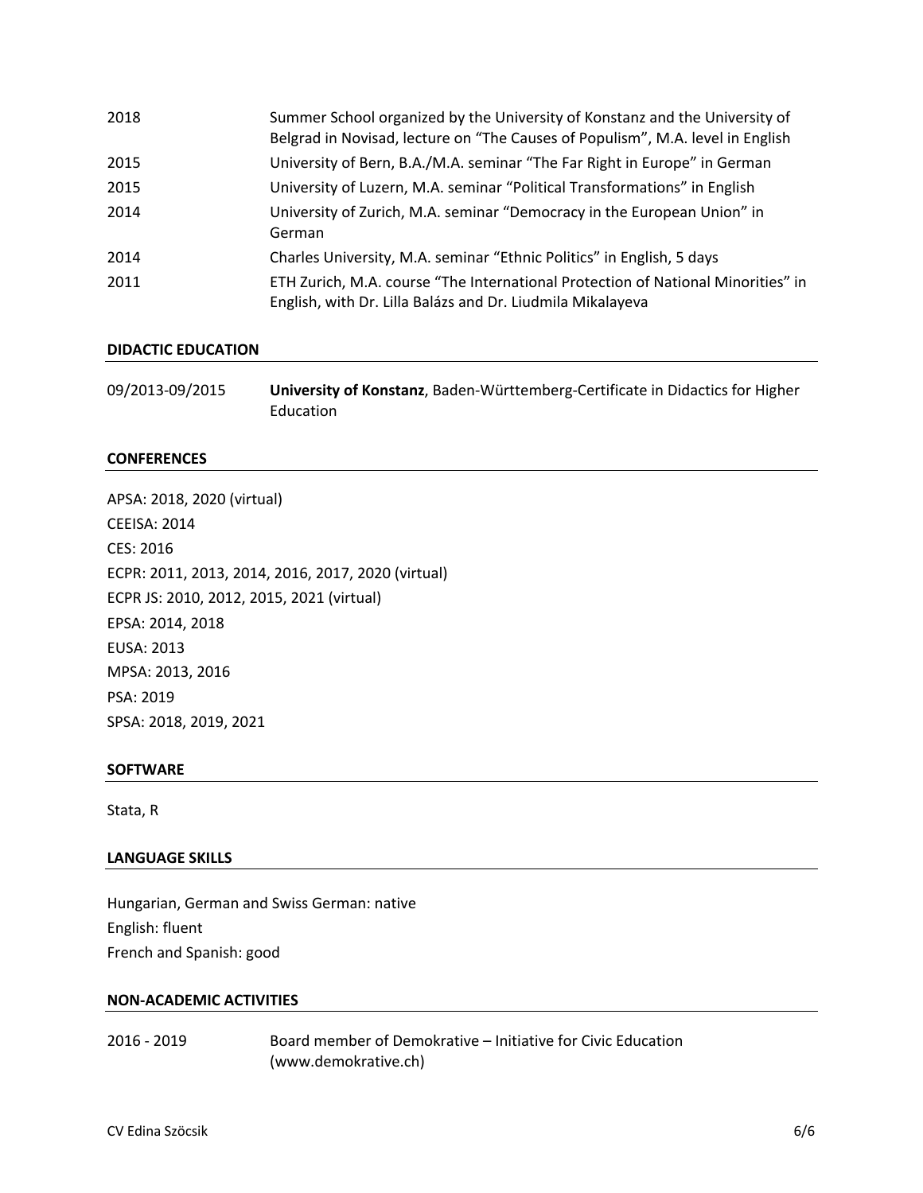| | |
|---|---|
| 2018 | Summer School organized by the University of Konstanz and the University of Belgrad in Novisad, lecture on “The Causes of Populism”, M.A. level in English |
| 2015 | University of Bern, B.A./M.A. seminar “The Far Right in Europe” in German |
| 2015 | University of Luzern, M.A. seminar “Political Transformations” in English |
| 2014 | University of Zurich, M.A. seminar “Democracy in the European Union” in German |
| 2014 | Charles University, M.A. seminar “Ethnic Politics” in English, 5 days |
| 2011 | ETH Zurich, M.A. course “The International Protection of National Minorities” in English, with Dr. Lilla Balázs and Dr. Liudmila Mikalayeva |

## DIDACTIC EDUCATION

| | |
|---|---|
| 09/2013-09/2015 | **University of Konstanz**, Baden-Württemberg-Certificate in Didactics for Higher Education |

## CONFERENCES

APSA: 2018, 2020 (virtual)
CEEISA: 2014
CES: 2016
ECPR: 2011, 2013, 2014, 2016, 2017, 2020 (virtual)
ECPR JS: 2010, 2012, 2015, 2021 (virtual)
EPSA: 2014, 2018
EUSA: 2013
MPSA: 2013, 2016
PSA: 2019
SPSA: 2018, 2019, 2021

## SOFTWARE

Stata, R

## LANGUAGE SKILLS

Hungarian, German and Swiss German: native
English: fluent
French and Spanish: good

## NON-ACADEMIC ACTIVITIES

| | |
|---|---|
| 2016 - 2019 | Board member of Demokrative – Initiative for Civic Education (www.demokrative.ch) |